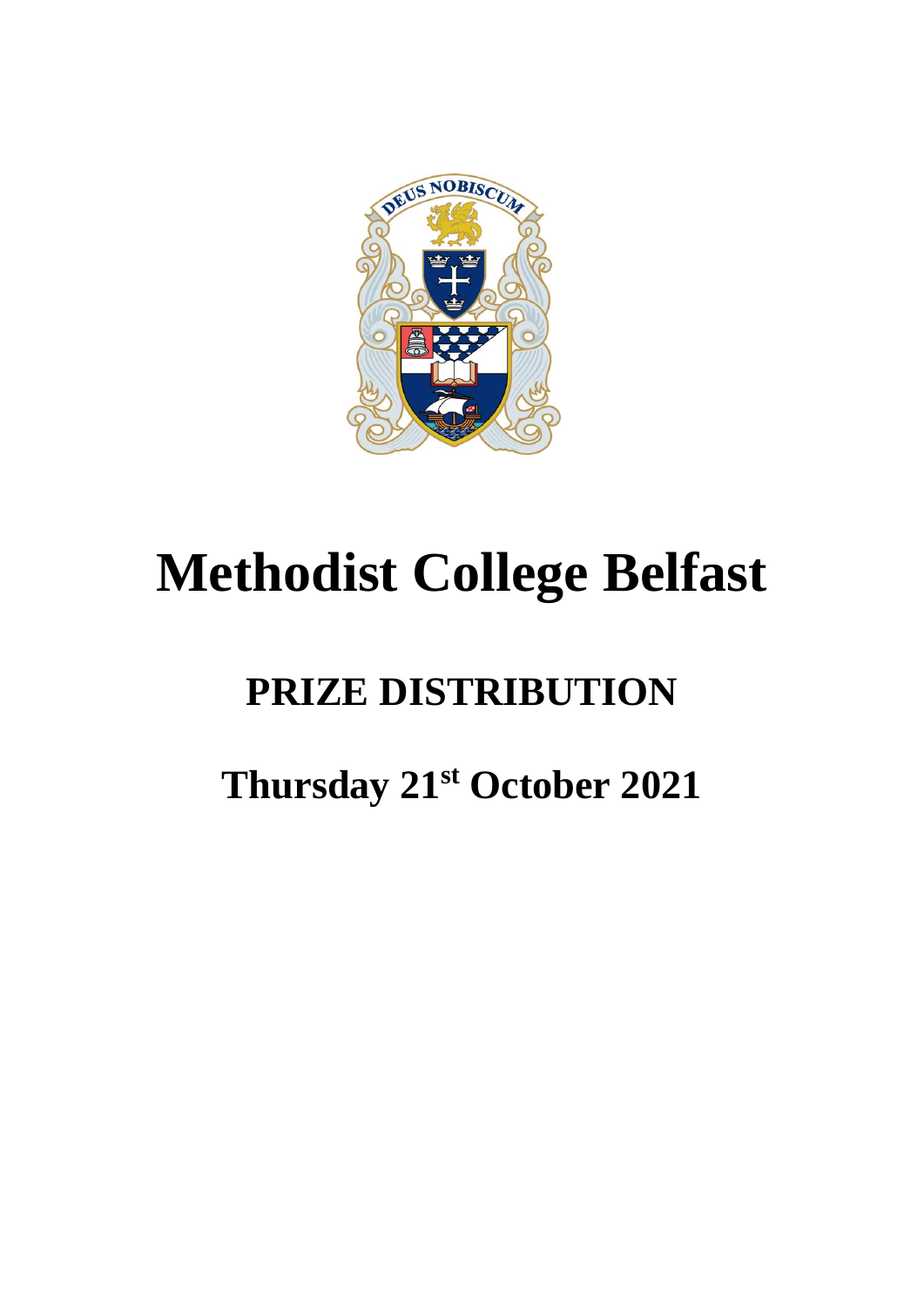# Methodist College Belfast

## PRIZE DISTRIBUTION

## Thursday 21st October 2021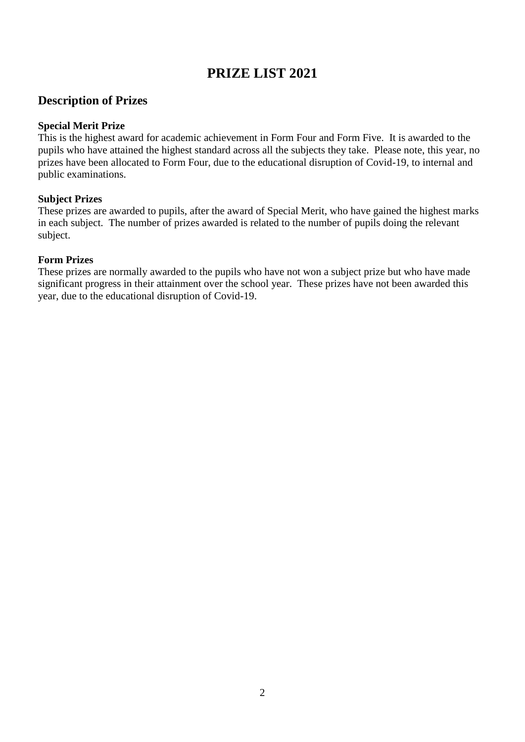# PRIZE LIST 2021

## Description of Prizes

**Special Merit Prize**
This is the highest award for academic achievement in Form Four and Form Five. It is awarded to the pupils who have attained the highest standard across all the subjects they take. Please note, this year, no prizes have been allocated to Form Four, due to the educational disruption of Covid-19, to internal and public examinations.

**Subject Prizes**
These prizes are awarded to pupils, after the award of Special Merit, who have gained the highest marks in each subject. The number of prizes awarded is related to the number of pupils doing the relevant subject.

**Form Prizes**
These prizes are normally awarded to the pupils who have not won a subject prize but who have made significant progress in their attainment over the school year. These prizes have not been awarded this year, due to the educational disruption of Covid-19.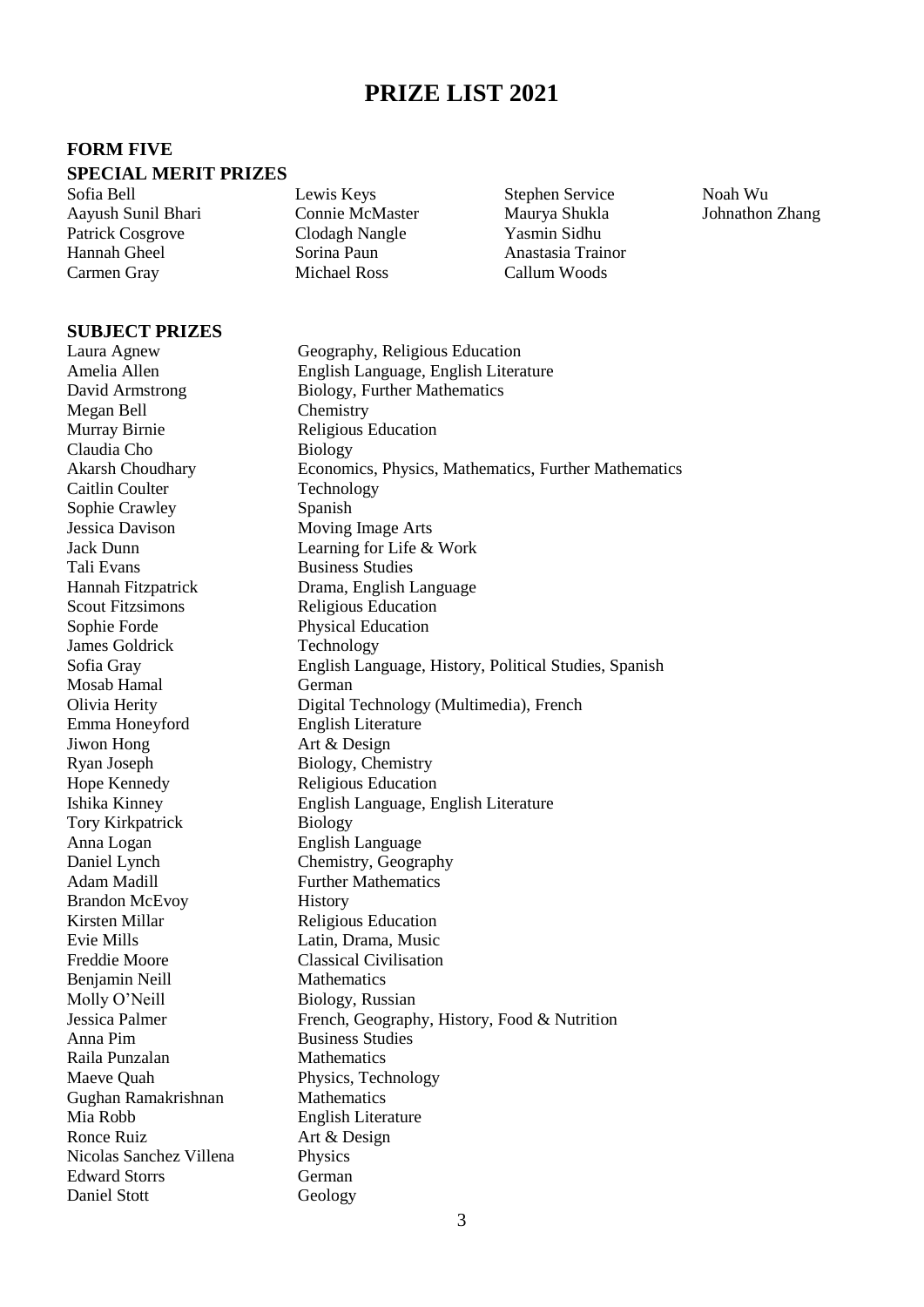# PRIZE LIST 2021

## FORM FIVE

### SPECIAL MERIT PRIZES

| | | | |
|---|---|---|---|
| Sofia Bell | Lewis Keys | Stephen Service | Noah Wu |
| Aayush Sunil Bhari | Connie McMaster | Maurya Shukla | Johnathon Zhang |
| Patrick Cosgrove | Clodagh Nangle | Yasmin Sidhu | |
| Hannah Gheel | Sorina Paun | Anastasia Trainor | |
| Carmen Gray | Michael Ross | Callum Woods | |

### SUBJECT PRIZES

| | |
|---|---|
| Laura Agnew | Geography, Religious Education |
| Amelia Allen | English Language, English Literature |
| David Armstrong | Biology, Further Mathematics |
| Megan Bell | Chemistry |
| Murray Birnie | Religious Education |
| Claudia Cho | Biology |
| Akarsh Choudhary | Economics, Physics, Mathematics, Further Mathematics |
| Caitlin Coulter | Technology |
| Sophie Crawley | Spanish |
| Jessica Davison | Moving Image Arts |
| Jack Dunn | Learning for Life & Work |
| Tali Evans | Business Studies |
| Hannah Fitzpatrick | Drama, English Language |
| Scout Fitzsimons | Religious Education |
| Sophie Forde | Physical Education |
| James Goldrick | Technology |
| Sofia Gray | English Language, History, Political Studies, Spanish |
| Mosab Hamal | German |
| Olivia Herity | Digital Technology (Multimedia), French |
| Emma Honeyford | English Literature |
| Jiwon Hong | Art & Design |
| Ryan Joseph | Biology, Chemistry |
| Hope Kennedy | Religious Education |
| Ishika Kinney | English Language, English Literature |
| Tory Kirkpatrick | Biology |
| Anna Logan | English Language |
| Daniel Lynch | Chemistry, Geography |
| Adam Madill | Further Mathematics |
| Brandon McEvoy | History |
| Kirsten Millar | Religious Education |
| Evie Mills | Latin, Drama, Music |
| Freddie Moore | Classical Civilisation |
| Benjamin Neill | Mathematics |
| Molly O'Neill | Biology, Russian |
| Jessica Palmer | French, Geography, History, Food & Nutrition |
| Anna Pim | Business Studies |
| Raila Punzalan | Mathematics |
| Maeve Quah | Physics, Technology |
| Gughan Ramakrishnan | Mathematics |
| Mia Robb | English Literature |
| Ronce Ruiz | Art & Design |
| Nicolas Sanchez Villena | Physics |
| Edward Storrs | German |
| Daniel Stott | Geology |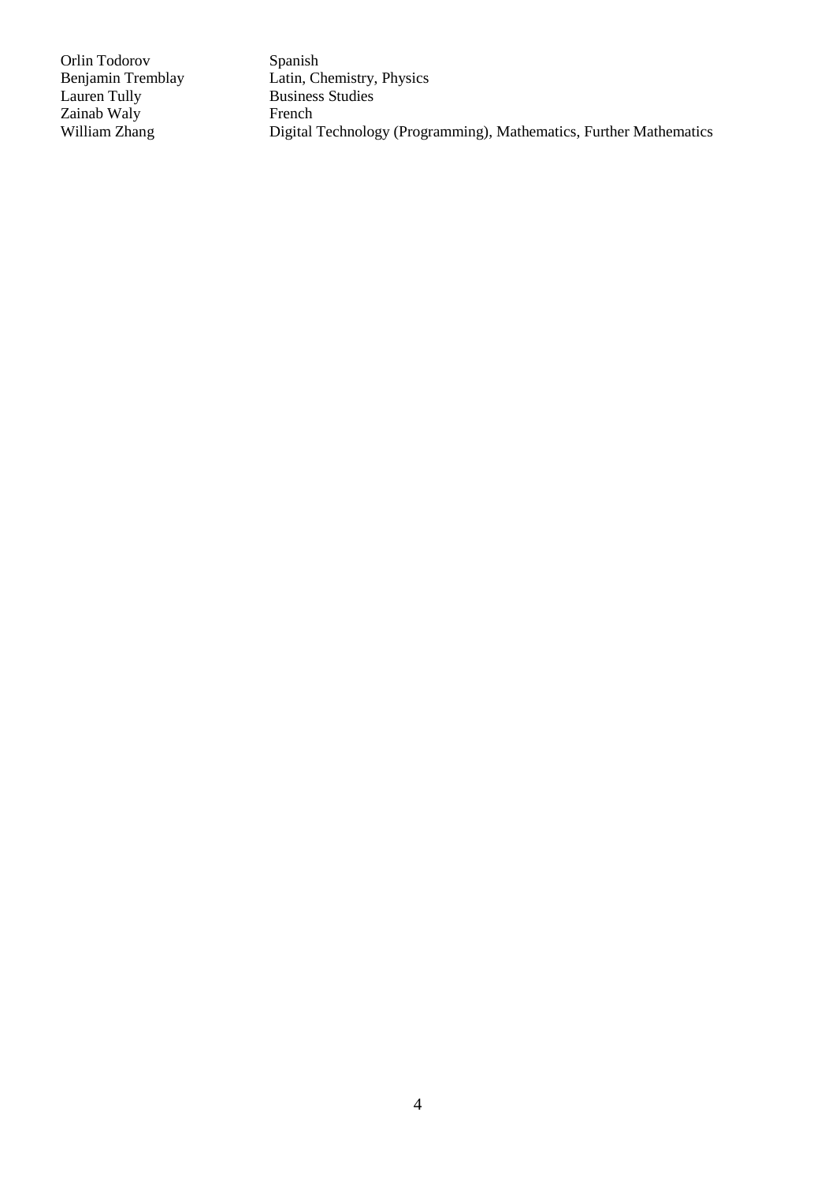| | |
|---|---|
| Orlin Todorov | Spanish |
| Benjamin Tremblay | Latin, Chemistry, Physics |
| Lauren Tully | Business Studies |
| Zainab Waly | French |
| William Zhang | Digital Technology (Programming), Mathematics, Further Mathematics |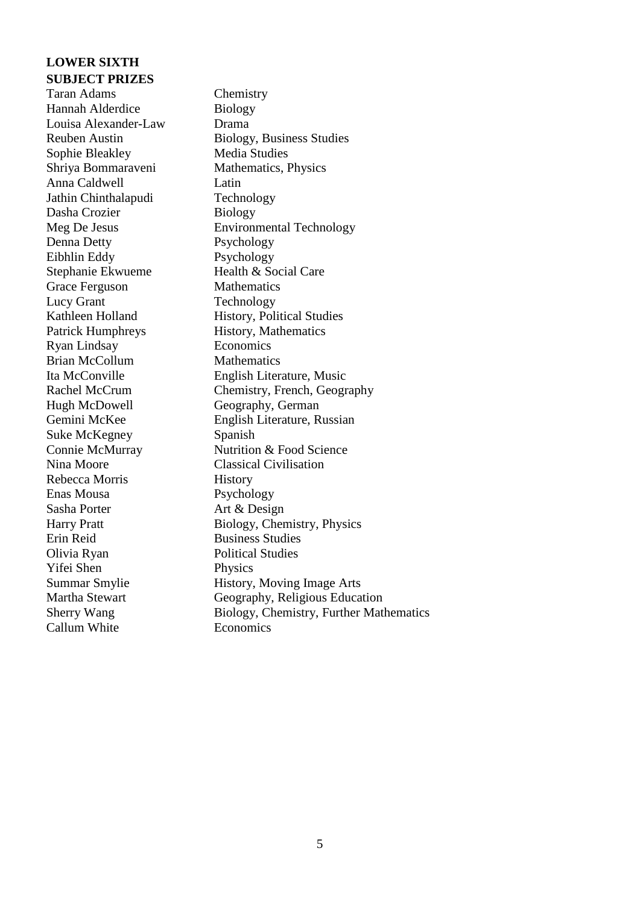**LOWER SIXTH**
**SUBJECT PRIZES**

| | |
|---|---|
| Taran Adams | Chemistry |
| Hannah Alderdice | Biology |
| Louisa Alexander-Law | Drama |
| Reuben Austin | Biology, Business Studies |
| Sophie Bleakley | Media Studies |
| Shriya Bommaraveni | Mathematics, Physics |
| Anna Caldwell | Latin |
| Jathin Chinthalapudi | Technology |
| Dasha Crozier | Biology |
| Meg De Jesus | Environmental Technology |
| Denna Detty | Psychology |
| Eibhlin Eddy | Psychology |
| Stephanie Ekwueme | Health & Social Care |
| Grace Ferguson | Mathematics |
| Lucy Grant | Technology |
| Kathleen Holland | History, Political Studies |
| Patrick Humphreys | History, Mathematics |
| Ryan Lindsay | Economics |
| Brian McCollum | Mathematics |
| Ita McConville | English Literature, Music |
| Rachel McCrum | Chemistry, French, Geography |
| Hugh McDowell | Geography, German |
| Gemini McKee | English Literature, Russian |
| Suke McKegney | Spanish |
| Connie McMurray | Nutrition & Food Science |
| Nina Moore | Classical Civilisation |
| Rebecca Morris | History |
| Enas Mousa | Psychology |
| Sasha Porter | Art & Design |
| Harry Pratt | Biology, Chemistry, Physics |
| Erin Reid | Business Studies |
| Olivia Ryan | Political Studies |
| Yifei Shen | Physics |
| Summar Smylie | History, Moving Image Arts |
| Martha Stewart | Geography, Religious Education |
| Sherry Wang | Biology, Chemistry, Further Mathematics |
| Callum White | Economics |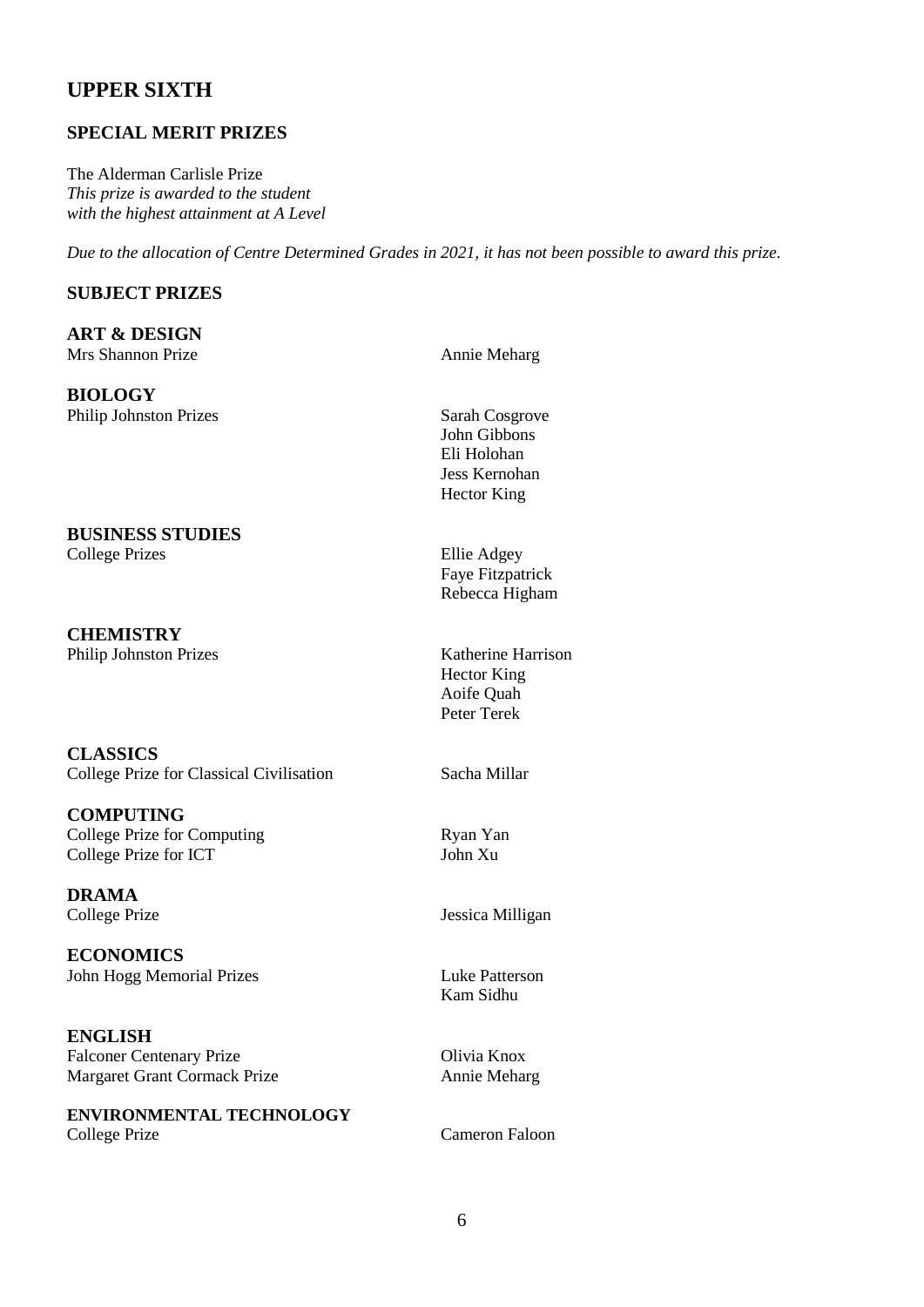## UPPER SIXTH

### SPECIAL MERIT PRIZES

The Alderman Carlisle Prize
*This prize is awarded to the student*
*with the highest attainment at A Level*

*Due to the allocation of Centre Determined Grades in 2021, it has not been possible to award this prize.*

### SUBJECT PRIZES

**ART & DESIGN**

| | |
|---|---|
| Mrs Shannon Prize | Annie Meharg |

**BIOLOGY**

| | |
|---|---|
| Philip Johnston Prizes | Sarah Cosgrove |
| | John Gibbons |
| | Eli Holohan |
| | Jess Kernohan |
| | Hector King |

**BUSINESS STUDIES**

| | |
|---|---|
| College Prizes | Ellie Adgey |
| | Faye Fitzpatrick |
| | Rebecca Higham |

**CHEMISTRY**

| | |
|---|---|
| Philip Johnston Prizes | Katherine Harrison |
| | Hector King |
| | Aoife Quah |
| | Peter Terek |

**CLASSICS**

| | |
|---|---|
| College Prize for Classical Civilisation | Sacha Millar |

**COMPUTING**

| | |
|---|---|
| College Prize for Computing | Ryan Yan |
| College Prize for ICT | John Xu |

**DRAMA**

| | |
|---|---|
| College Prize | Jessica Milligan |

**ECONOMICS**

| | |
|---|---|
| John Hogg Memorial Prizes | Luke Patterson |
| | Kam Sidhu |

**ENGLISH**

| | |
|---|---|
| Falconer Centenary Prize | Olivia Knox |
| Margaret Grant Cormack Prize | Annie Meharg |

**ENVIRONMENTAL TECHNOLOGY**

| | |
|---|---|
| College Prize | Cameron Faloon |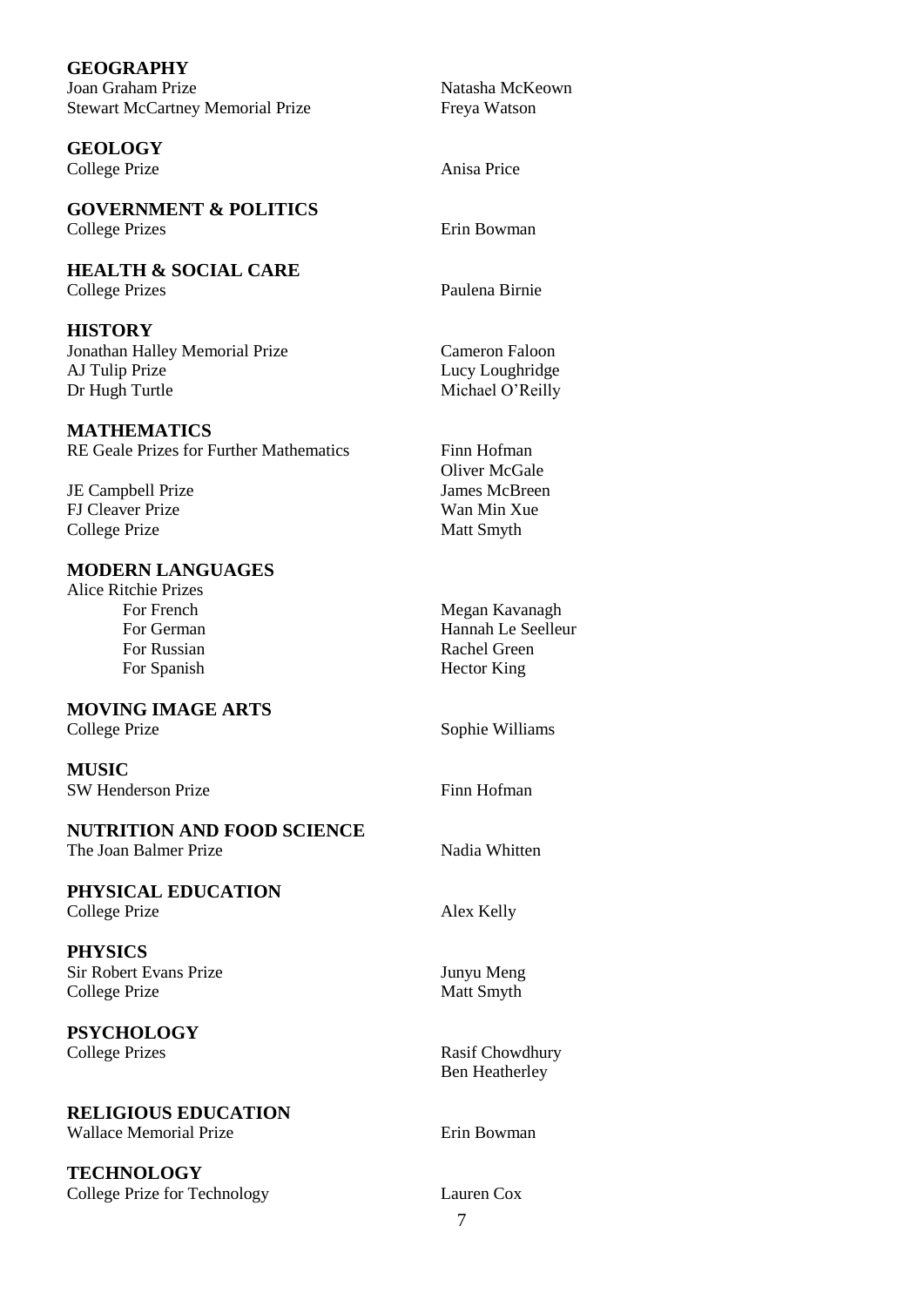## GEOGRAPHY

| | |
|---|---|
| Joan Graham Prize | Natasha McKeown |
| Stewart McCartney Memorial Prize | Freya Watson |

## GEOLOGY

| | |
|---|---|
| College Prize | Anisa Price |

## GOVERNMENT & POLITICS

| | |
|---|---|
| College Prizes | Erin Bowman |

## HEALTH & SOCIAL CARE

| | |
|---|---|
| College Prizes | Paulena Birnie |

## HISTORY

| | |
|---|---|
| Jonathan Halley Memorial Prize | Cameron Faloon |
| AJ Tulip Prize | Lucy Loughridge |
| Dr Hugh Turtle | Michael O'Reilly |

## MATHEMATICS

| | |
|---|---|
| RE Geale Prizes for Further Mathematics | Finn Hofman |
| | Oliver McGale |
| JE Campbell Prize | James McBreen |
| FJ Cleaver Prize | Wan Min Xue |
| College Prize | Matt Smyth |

## MODERN LANGUAGES

Alice Ritchie Prizes

| | |
|---|---|
| For French | Megan Kavanagh |
| For German | Hannah Le Seelleur |
| For Russian | Rachel Green |
| For Spanish | Hector King |

## MOVING IMAGE ARTS

| | |
|---|---|
| College Prize | Sophie Williams |

## MUSIC

| | |
|---|---|
| SW Henderson Prize | Finn Hofman |

## NUTRITION AND FOOD SCIENCE

| | |
|---|---|
| The Joan Balmer Prize | Nadia Whitten |

## PHYSICAL EDUCATION

| | |
|---|---|
| College Prize | Alex Kelly |

## PHYSICS

| | |
|---|---|
| Sir Robert Evans Prize | Junyu Meng |
| College Prize | Matt Smyth |

## PSYCHOLOGY

| | |
|---|---|
| College Prizes | Rasif Chowdhury |
| | Ben Heatherley |

## RELIGIOUS EDUCATION

| | |
|---|---|
| Wallace Memorial Prize | Erin Bowman |

## TECHNOLOGY

| | |
|---|---|
| College Prize for Technology | Lauren Cox |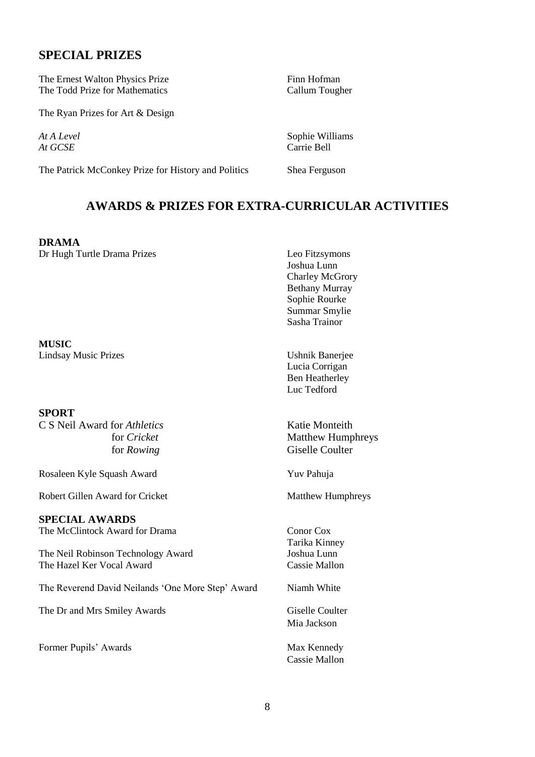## SPECIAL PRIZES

| | |
|---|---|
| The Ernest Walton Physics Prize | Finn Hofman |
| The Todd Prize for Mathematics | Callum Tougher |
| The Ryan Prizes for Art & Design | |
| *At A Level* | Sophie Williams |
| *At GCSE* | Carrie Bell |
| The Patrick McConkey Prize for History and Politics | Shea Ferguson |

## AWARDS & PRIZES FOR EXTRA-CURRICULAR ACTIVITIES

### DRAMA

| | |
|---|---|
| Dr Hugh Turtle Drama Prizes | Leo Fitzsymons |
| | Joshua Lunn |
| | Charley McGrory |
| | Bethany Murray |
| | Sophie Rourke |
| | Summar Smylie |
| | Sasha Trainor |

### MUSIC

| | |
|---|---|
| Lindsay Music Prizes | Ushnik Banerjee |
| | Lucia Corrigan |
| | Ben Heatherley |
| | Luc Tedford |

### SPORT

| | |
|---|---|
| C S Neil Award for *Athletics* | Katie Monteith |
| for *Cricket* | Matthew Humphreys |
| for *Rowing* | Giselle Coulter |
| Rosaleen Kyle Squash Award | Yuv Pahuja |
| Robert Gillen Award for Cricket | Matthew Humphreys |

### SPECIAL AWARDS

| | |
|---|---|
| The McClintock Award for Drama | Conor Cox |
| | Tarika Kinney |
| The Neil Robinson Technology Award | Joshua Lunn |
| The Hazel Ker Vocal Award | Cassie Mallon |
| The Reverend David Neilands 'One More Step' Award | Niamh White |
| The Dr and Mrs Smiley Awards | Giselle Coulter |
| | Mia Jackson |
| Former Pupils' Awards | Max Kennedy |
| | Cassie Mallon |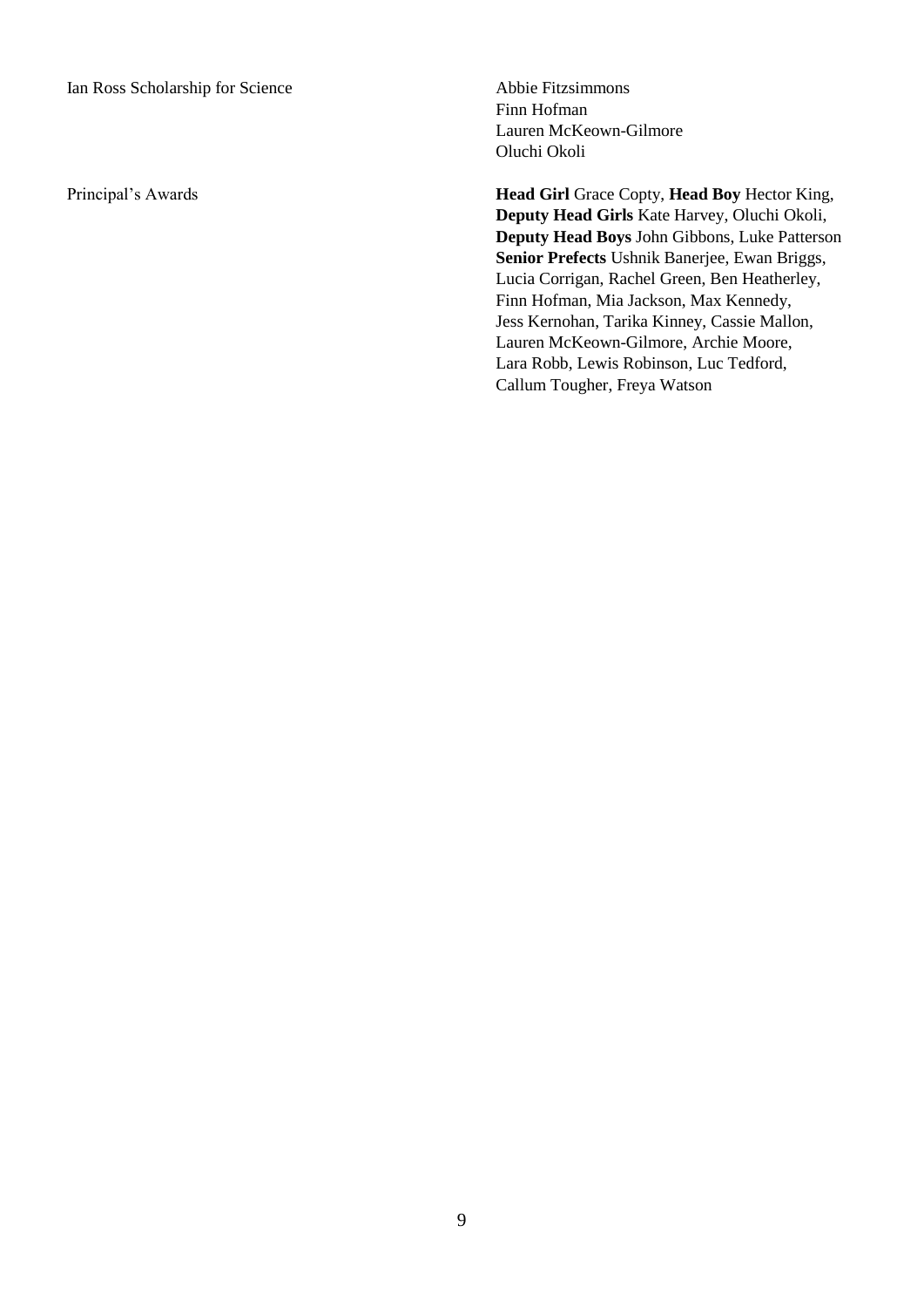| | |
|---|---|
| Ian Ross Scholarship for Science | Abbie Fitzsimmons<br>Finn Hofman<br>Lauren McKeown-Gilmore<br>Oluchi Okoli |
| Principal's Awards | **Head Girl** Grace Copty, **Head Boy** Hector King, **Deputy Head Girls** Kate Harvey, Oluchi Okoli, **Deputy Head Boys** John Gibbons, Luke Patterson **Senior Prefects** Ushnik Banerjee, Ewan Briggs, Lucia Corrigan, Rachel Green, Ben Heatherley, Finn Hofman, Mia Jackson, Max Kennedy, Jess Kernohan, Tarika Kinney, Cassie Mallon, Lauren McKeown-Gilmore, Archie Moore, Lara Robb, Lewis Robinson, Luc Tedford, Callum Tougher, Freya Watson |